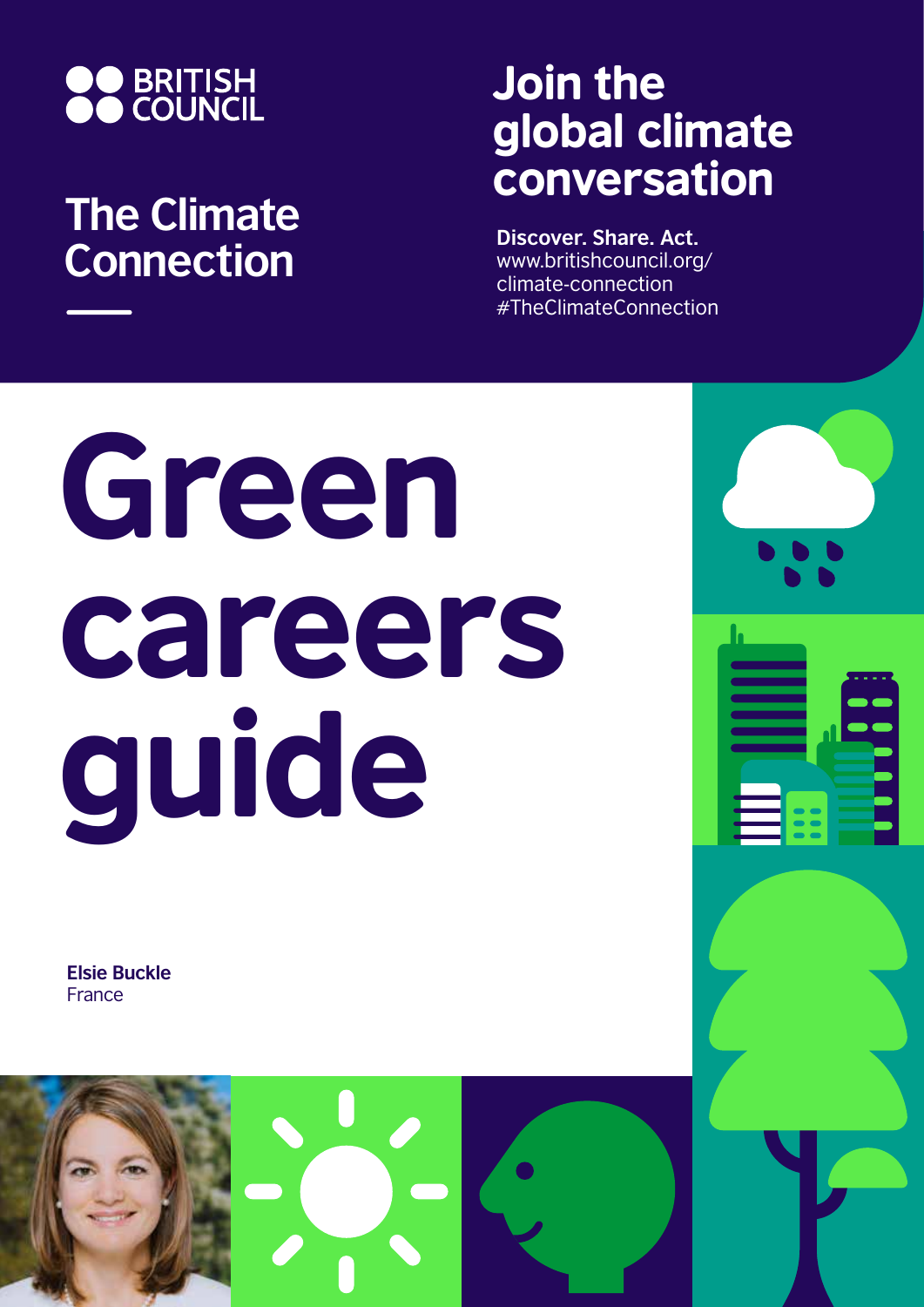BRITISH COUNCIL

The Climate Connection

## Join the global climate conversation

**Discover. Share. Act.**
www.britishcouncil.org/climate-connection
#TheClimateConnection

# Green careers guide

**Elsie Buckle**
France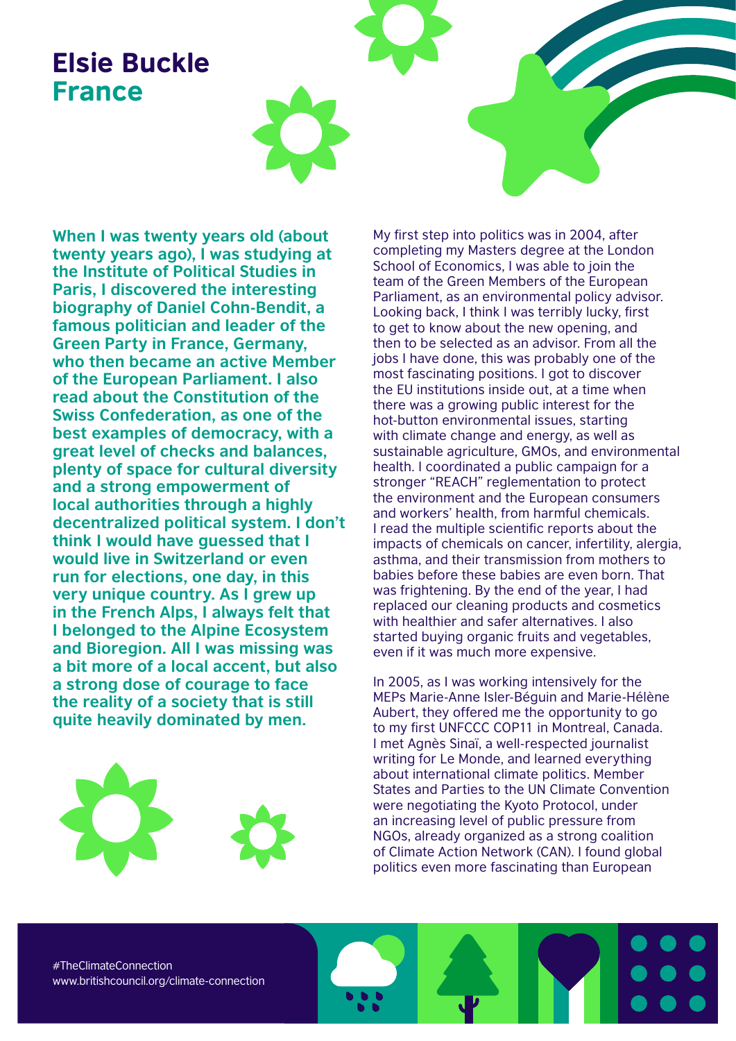# Elsie Buckle
## France

**When I was twenty years old (about twenty years ago), I was studying at the Institute of Political Studies in Paris, I discovered the interesting biography of Daniel Cohn-Bendit, a famous politician and leader of the Green Party in France, Germany, who then became an active Member of the European Parliament. I also read about the Constitution of the Swiss Confederation, as one of the best examples of democracy, with a great level of checks and balances, plenty of space for cultural diversity and a strong empowerment of local authorities through a highly decentralized political system. I don't think I would have guessed that I would live in Switzerland or even run for elections, one day, in this very unique country. As I grew up in the French Alps, I always felt that I belonged to the Alpine Ecosystem and Bioregion. All I was missing was a bit more of a local accent, but also a strong dose of courage to face the reality of a society that is still quite heavily dominated by men.**

My first step into politics was in 2004, after completing my Masters degree at the London School of Economics, I was able to join the team of the Green Members of the European Parliament, as an environmental policy advisor. Looking back, I think I was terribly lucky, first to get to know about the new opening, and then to be selected as an advisor. From all the jobs I have done, this was probably one of the most fascinating positions. I got to discover the EU institutions inside out, at a time when there was a growing public interest for the hot-button environmental issues, starting with climate change and energy, as well as sustainable agriculture, GMOs, and environmental health. I coordinated a public campaign for a stronger "REACH" reglementation to protect the environment and the European consumers and workers' health, from harmful chemicals. I read the multiple scientific reports about the impacts of chemicals on cancer, infertility, alergia, asthma, and their transmission from mothers to babies before these babies are even born. That was frightening. By the end of the year, I had replaced our cleaning products and cosmetics with healthier and safer alternatives. I also started buying organic fruits and vegetables, even if it was much more expensive.

In 2005, as I was working intensively for the MEPs Marie-Anne Isler-Béguin and Marie-Hélène Aubert, they offered me the opportunity to go to my first UNFCCC COP11 in Montreal, Canada. I met Agnès Sinaï, a well-respected journalist writing for Le Monde, and learned everything about international climate politics. Member States and Parties to the UN Climate Convention were negotiating the Kyoto Protocol, under an increasing level of public pressure from NGOs, already organized as a strong coalition of Climate Action Network (CAN). I found global politics even more fascinating than European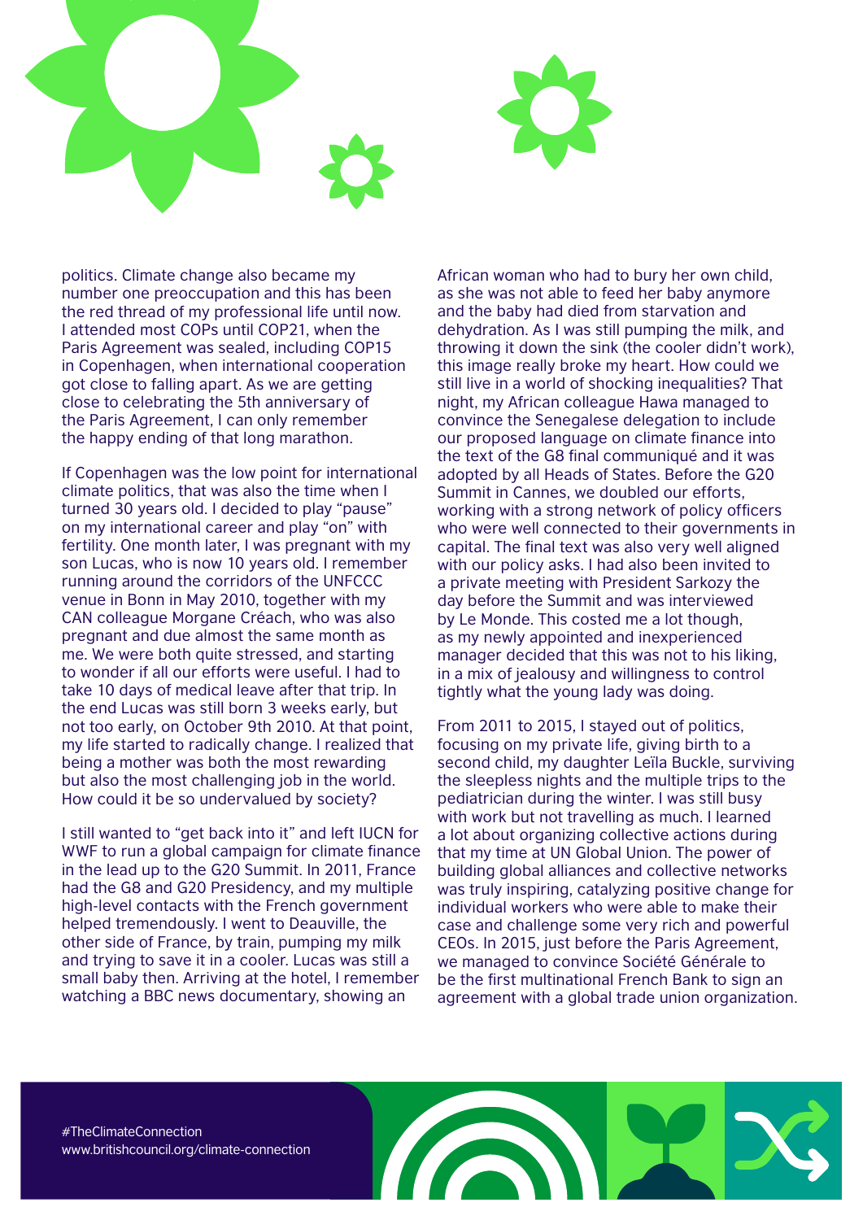politics. Climate change also became my number one preoccupation and this has been the red thread of my professional life until now. I attended most COPs until COP21, when the Paris Agreement was sealed, including COP15 in Copenhagen, when international cooperation got close to falling apart. As we are getting close to celebrating the 5th anniversary of the Paris Agreement, I can only remember the happy ending of that long marathon.

If Copenhagen was the low point for international climate politics, that was also the time when I turned 30 years old. I decided to play "pause" on my international career and play "on" with fertility. One month later, I was pregnant with my son Lucas, who is now 10 years old. I remember running around the corridors of the UNFCCC venue in Bonn in May 2010, together with my CAN colleague Morgane Créach, who was also pregnant and due almost the same month as me. We were both quite stressed, and starting to wonder if all our efforts were useful. I had to take 10 days of medical leave after that trip. In the end Lucas was still born 3 weeks early, but not too early, on October 9th 2010. At that point, my life started to radically change. I realized that being a mother was both the most rewarding but also the most challenging job in the world. How could it be so undervalued by society?

I still wanted to "get back into it" and left IUCN for WWF to run a global campaign for climate finance in the lead up to the G20 Summit. In 2011, France had the G8 and G20 Presidency, and my multiple high-level contacts with the French government helped tremendously. I went to Deauville, the other side of France, by train, pumping my milk and trying to save it in a cooler. Lucas was still a small baby then. Arriving at the hotel, I remember watching a BBC news documentary, showing an African woman who had to bury her own child, as she was not able to feed her baby anymore and the baby had died from starvation and dehydration. As I was still pumping the milk, and throwing it down the sink (the cooler didn't work), this image really broke my heart. How could we still live in a world of shocking inequalities? That night, my African colleague Hawa managed to convince the Senegalese delegation to include our proposed language on climate finance into the text of the G8 final communiqué and it was adopted by all Heads of States. Before the G20 Summit in Cannes, we doubled our efforts, working with a strong network of policy officers who were well connected to their governments in capital. The final text was also very well aligned with our policy asks. I had also been invited to a private meeting with President Sarkozy the day before the Summit and was interviewed by Le Monde. This costed me a lot though, as my newly appointed and inexperienced manager decided that this was not to his liking, in a mix of jealousy and willingness to control tightly what the young lady was doing.

From 2011 to 2015, I stayed out of politics, focusing on my private life, giving birth to a second child, my daughter Leïla Buckle, surviving the sleepless nights and the multiple trips to the pediatrician during the winter. I was still busy with work but not travelling as much. I learned a lot about organizing collective actions during that my time at UN Global Union. The power of building global alliances and collective networks was truly inspiring, catalyzing positive change for individual workers who were able to make their case and challenge some very rich and powerful CEOs. In 2015, just before the Paris Agreement, we managed to convince Société Générale to be the first multinational French Bank to sign an agreement with a global trade union organization.

#TheClimateConnection
www.britishcouncil.org/climate-connection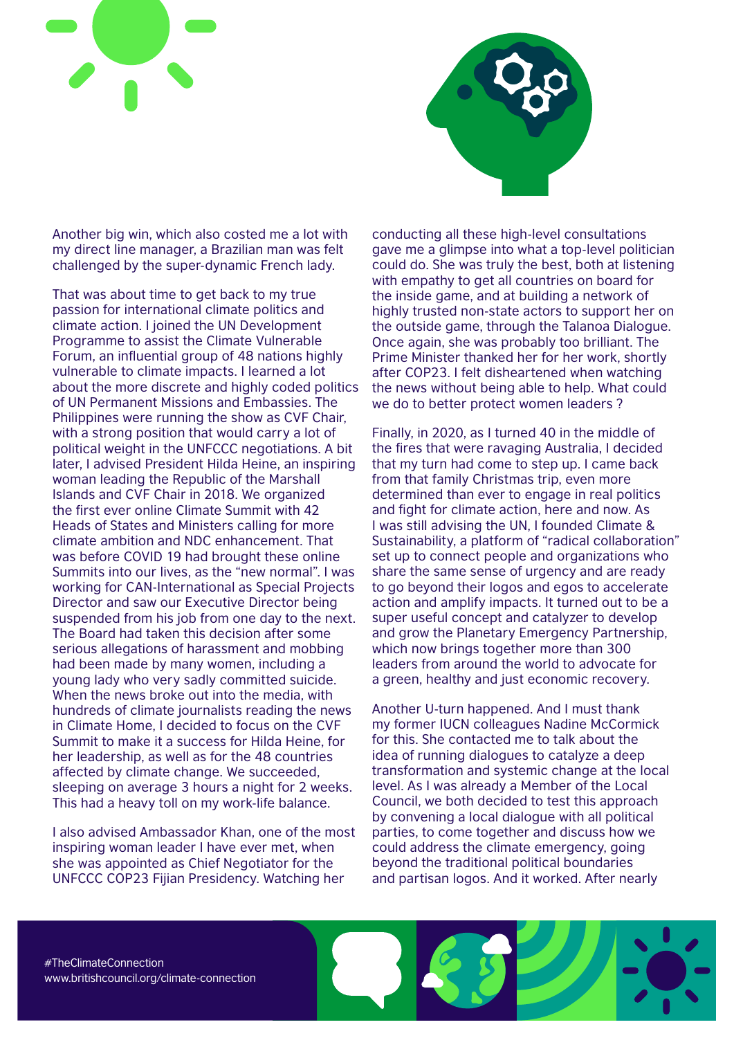Another big win, which also costed me a lot with my direct line manager, a Brazilian man was felt challenged by the super-dynamic French lady.

That was about time to get back to my true passion for international climate politics and climate action. I joined the UN Development Programme to assist the Climate Vulnerable Forum, an influential group of 48 nations highly vulnerable to climate impacts. I learned a lot about the more discrete and highly coded politics of UN Permanent Missions and Embassies. The Philippines were running the show as CVF Chair, with a strong position that would carry a lot of political weight in the UNFCCC negotiations. A bit later, I advised President Hilda Heine, an inspiring woman leading the Republic of the Marshall Islands and CVF Chair in 2018. We organized the first ever online Climate Summit with 42 Heads of States and Ministers calling for more climate ambition and NDC enhancement. That was before COVID 19 had brought these online Summits into our lives, as the "new normal". I was working for CAN-International as Special Projects Director and saw our Executive Director being suspended from his job from one day to the next. The Board had taken this decision after some serious allegations of harassment and mobbing had been made by many women, including a young lady who very sadly committed suicide. When the news broke out into the media, with hundreds of climate journalists reading the news in Climate Home, I decided to focus on the CVF Summit to make it a success for Hilda Heine, for her leadership, as well as for the 48 countries affected by climate change. We succeeded, sleeping on average 3 hours a night for 2 weeks. This had a heavy toll on my work-life balance.

I also advised Ambassador Khan, one of the most inspiring woman leader I have ever met, when she was appointed as Chief Negotiator for the UNFCCC COP23 Fijian Presidency. Watching her conducting all these high-level consultations gave me a glimpse into what a top-level politician could do. She was truly the best, both at listening with empathy to get all countries on board for the inside game, and at building a network of highly trusted non-state actors to support her on the outside game, through the Talanoa Dialogue. Once again, she was probably too brilliant. The Prime Minister thanked her for her work, shortly after COP23. I felt disheartened when watching the news without being able to help. What could we do to better protect women leaders ?

Finally, in 2020, as I turned 40 in the middle of the fires that were ravaging Australia, I decided that my turn had come to step up. I came back from that family Christmas trip, even more determined than ever to engage in real politics and fight for climate action, here and now. As I was still advising the UN, I founded Climate & Sustainability, a platform of "radical collaboration" set up to connect people and organizations who share the same sense of urgency and are ready to go beyond their logos and egos to accelerate action and amplify impacts. It turned out to be a super useful concept and catalyzer to develop and grow the Planetary Emergency Partnership, which now brings together more than 300 leaders from around the world to advocate for a green, healthy and just economic recovery.

Another U-turn happened. And I must thank my former IUCN colleagues Nadine McCormick for this. She contacted me to talk about the idea of running dialogues to catalyze a deep transformation and systemic change at the local level. As I was already a Member of the Local Council, we both decided to test this approach by convening a local dialogue with all political parties, to come together and discuss how we could address the climate emergency, going beyond the traditional political boundaries and partisan logos. And it worked. After nearly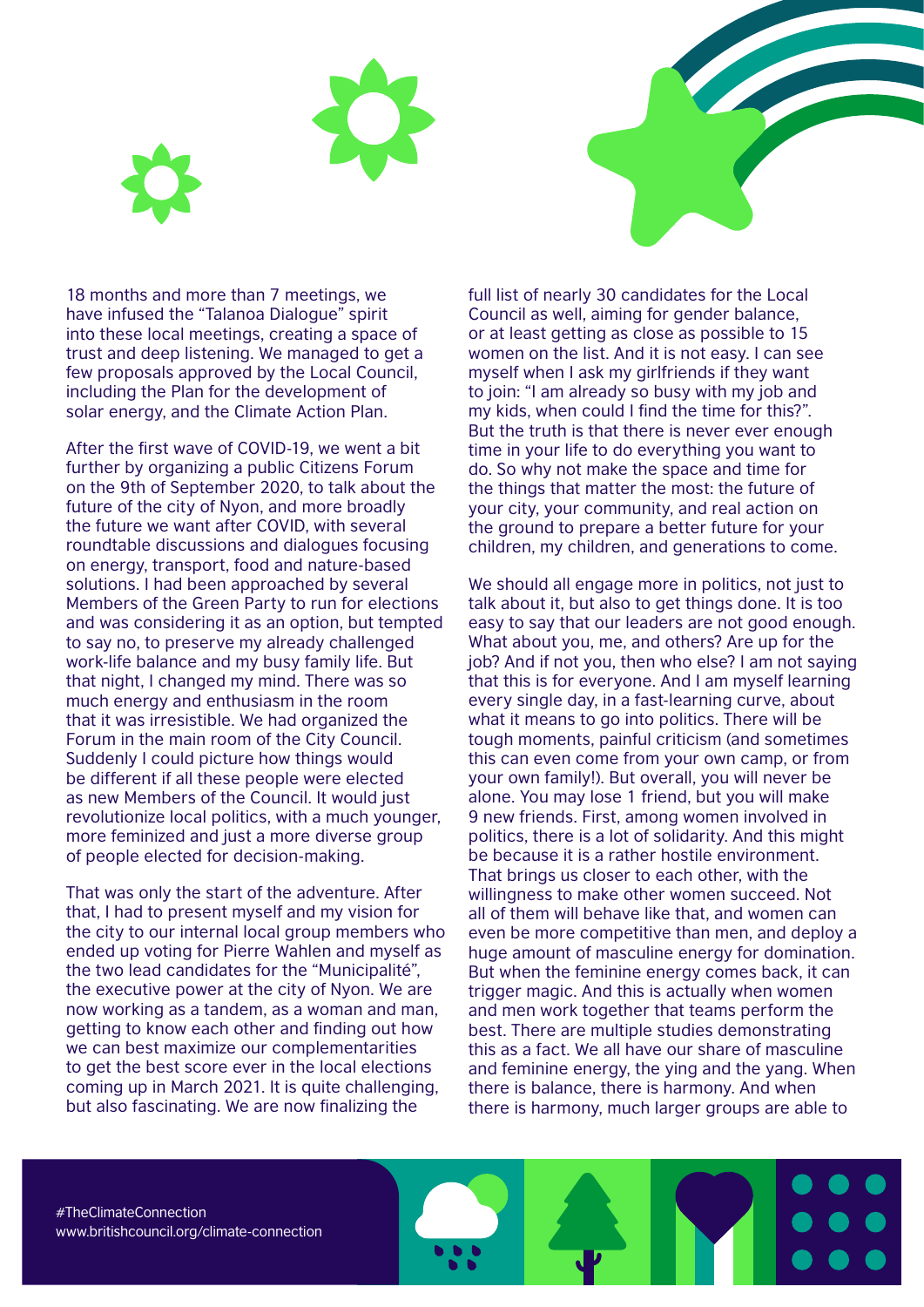18 months and more than 7 meetings, we have infused the "Talanoa Dialogue" spirit into these local meetings, creating a space of trust and deep listening. We managed to get a few proposals approved by the Local Council, including the Plan for the development of solar energy, and the Climate Action Plan.

After the first wave of COVID-19, we went a bit further by organizing a public Citizens Forum on the 9th of September 2020, to talk about the future of the city of Nyon, and more broadly the future we want after COVID, with several roundtable discussions and dialogues focusing on energy, transport, food and nature-based solutions. I had been approached by several Members of the Green Party to run for elections and was considering it as an option, but tempted to say no, to preserve my already challenged work-life balance and my busy family life. But that night, I changed my mind. There was so much energy and enthusiasm in the room that it was irresistible. We had organized the Forum in the main room of the City Council. Suddenly I could picture how things would be different if all these people were elected as new Members of the Council. It would just revolutionize local politics, with a much younger, more feminized and just a more diverse group of people elected for decision-making.

That was only the start of the adventure. After that, I had to present myself and my vision for the city to our internal local group members who ended up voting for Pierre Wahlen and myself as the two lead candidates for the "Municipalité", the executive power at the city of Nyon. We are now working as a tandem, as a woman and man, getting to know each other and finding out how we can best maximize our complementarities to get the best score ever in the local elections coming up in March 2021. It is quite challenging, but also fascinating. We are now finalizing the full list of nearly 30 candidates for the Local Council as well, aiming for gender balance, or at least getting as close as possible to 15 women on the list. And it is not easy. I can see myself when I ask my girlfriends if they want to join: "I am already so busy with my job and my kids, when could I find the time for this?". But the truth is that there is never ever enough time in your life to do everything you want to do. So why not make the space and time for the things that matter the most: the future of your city, your community, and real action on the ground to prepare a better future for your children, my children, and generations to come.

We should all engage more in politics, not just to talk about it, but also to get things done. It is too easy to say that our leaders are not good enough. What about you, me, and others? Are up for the job? And if not you, then who else? I am not saying that this is for everyone. And I am myself learning every single day, in a fast-learning curve, about what it means to go into politics. There will be tough moments, painful criticism (and sometimes this can even come from your own camp, or from your own family!). But overall, you will never be alone. You may lose 1 friend, but you will make 9 new friends. First, among women involved in politics, there is a lot of solidarity. And this might be because it is a rather hostile environment. That brings us closer to each other, with the willingness to make other women succeed. Not all of them will behave like that, and women can even be more competitive than men, and deploy a huge amount of masculine energy for domination. But when the feminine energy comes back, it can trigger magic. And this is actually when women and men work together that teams perform the best. There are multiple studies demonstrating this as a fact. We all have our share of masculine and feminine energy, the ying and the yang. When there is balance, there is harmony. And when there is harmony, much larger groups are able to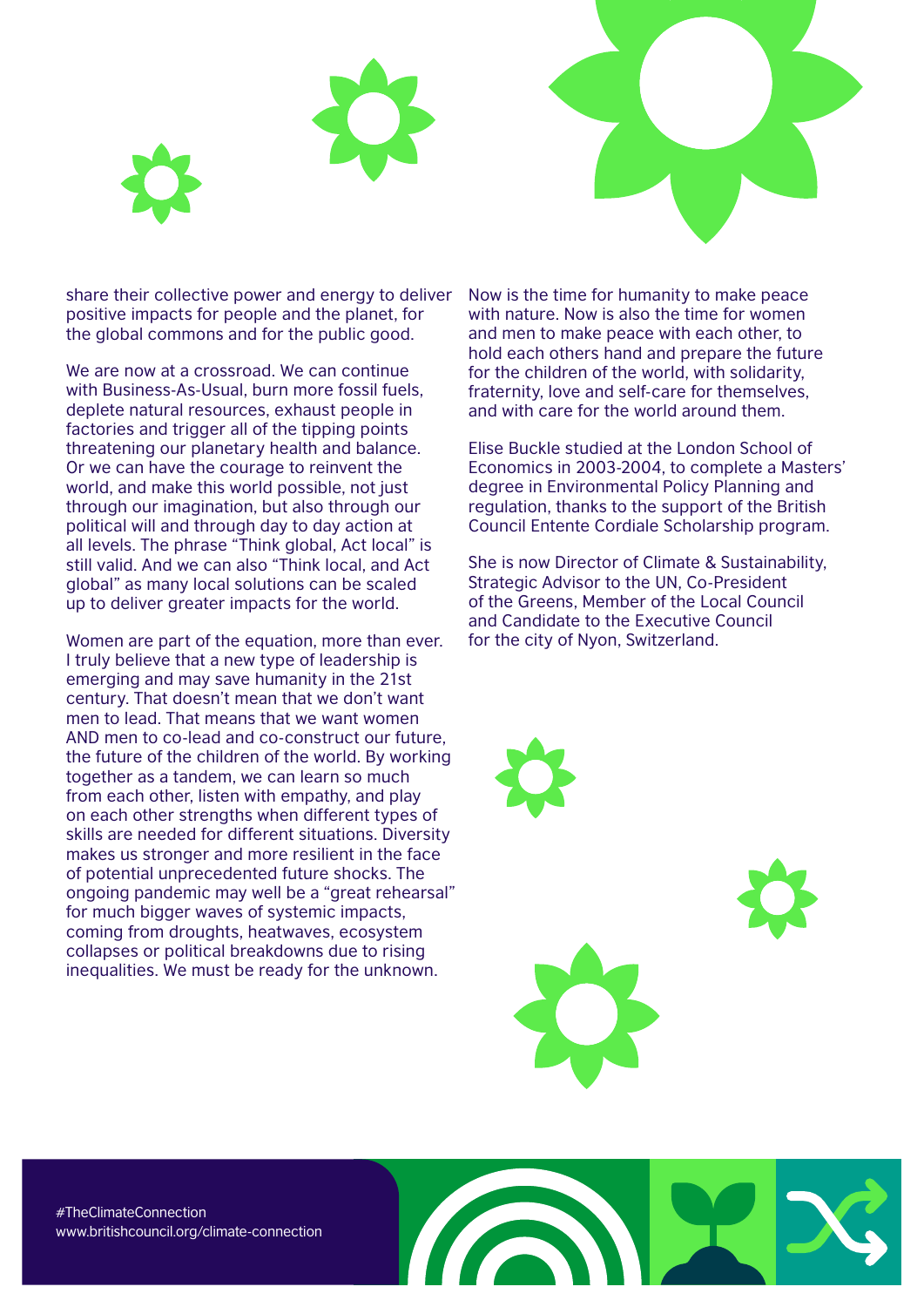share their collective power and energy to deliver positive impacts for people and the planet, for the global commons and for the public good.

We are now at a crossroad. We can continue with Business-As-Usual, burn more fossil fuels, deplete natural resources, exhaust people in factories and trigger all of the tipping points threatening our planetary health and balance. Or we can have the courage to reinvent the world, and make this world possible, not just through our imagination, but also through our political will and through day to day action at all levels. The phrase “Think global, Act local” is still valid. And we can also “Think local, and Act global” as many local solutions can be scaled up to deliver greater impacts for the world.

Women are part of the equation, more than ever. I truly believe that a new type of leadership is emerging and may save humanity in the 21st century. That doesn’t mean that we don’t want men to lead. That means that we want women AND men to co-lead and co-construct our future, the future of the children of the world. By working together as a tandem, we can learn so much from each other, listen with empathy, and play on each other strengths when different types of skills are needed for different situations. Diversity makes us stronger and more resilient in the face of potential unprecedented future shocks. The ongoing pandemic may well be a “great rehearsal” for much bigger waves of systemic impacts, coming from droughts, heatwaves, ecosystem collapses or political breakdowns due to rising inequalities. We must be ready for the unknown.

Now is the time for humanity to make peace with nature. Now is also the time for women and men to make peace with each other, to hold each others hand and prepare the future for the children of the world, with solidarity, fraternity, love and self-care for themselves, and with care for the world around them.

Elise Buckle studied at the London School of Economics in 2003-2004, to complete a Masters’ degree in Environmental Policy Planning and regulation, thanks to the support of the British Council Entente Cordiale Scholarship program.

She is now Director of Climate & Sustainability, Strategic Advisor to the UN, Co-President of the Greens, Member of the Local Council and Candidate to the Executive Council for the city of Nyon, Switzerland.

#TheClimateConnection
www.britishcouncil.org/climate-connection